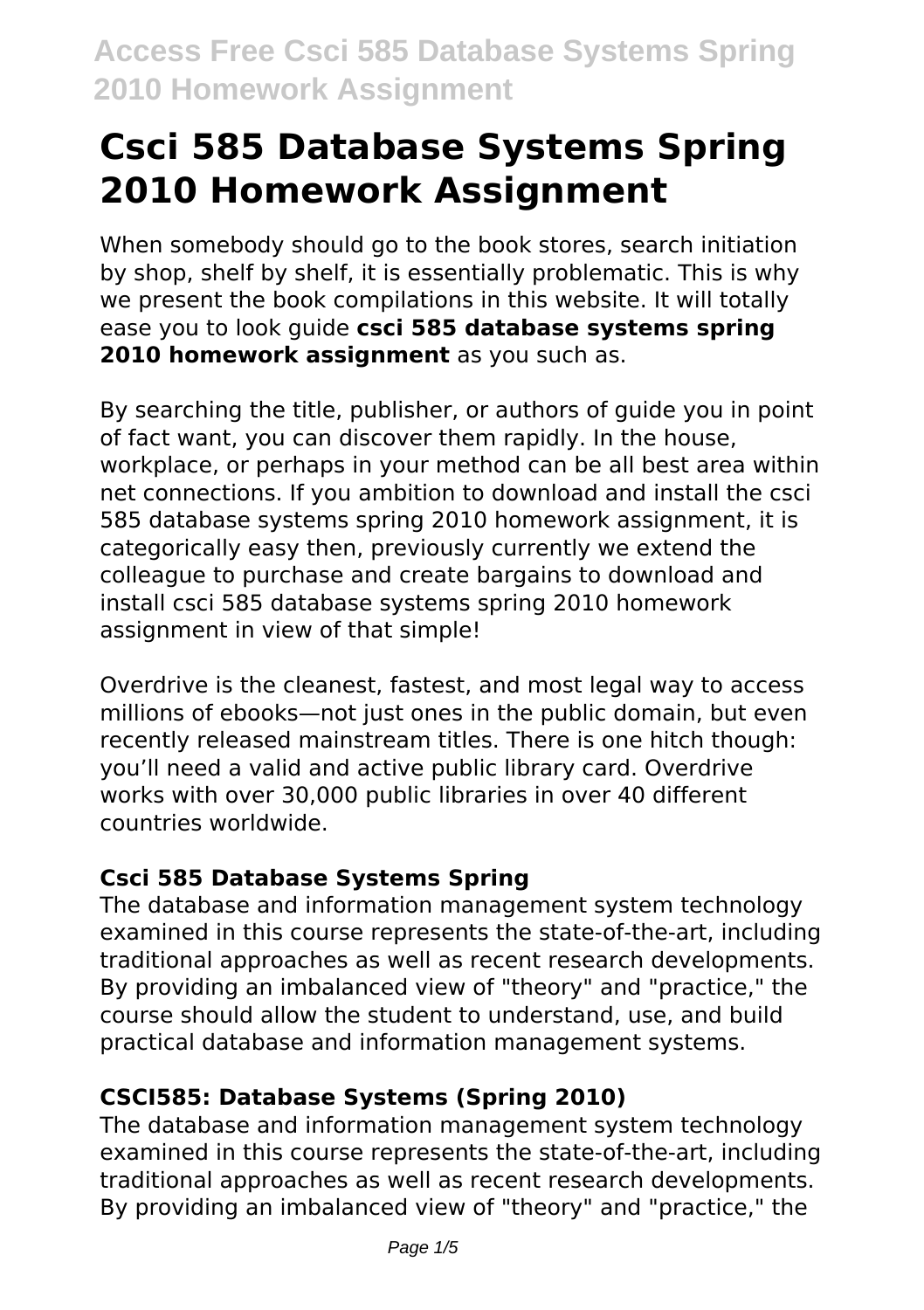# Csci 585 Database Systems Spring 2010 Homework Assignment

When somebody should go to the book stores, search initiation by shop, shelf by shelf, it is essentially problematic. This is why we present the book compilations in this website. It will totally ease you to look guide **csci 585 database systems spring 2010 homework assignment** as you such as.

By searching the title, publisher, or authors of guide you in point of fact want, you can discover them rapidly. In the house, workplace, or perhaps in your method can be all best area within net connections. If you ambition to download and install the csci 585 database systems spring 2010 homework assignment, it is categorically easy then, previously currently we extend the colleague to purchase and create bargains to download and install csci 585 database systems spring 2010 homework assignment in view of that simple!

Overdrive is the cleanest, fastest, and most legal way to access millions of ebooks—not just ones in the public domain, but even recently released mainstream titles. There is one hitch though: you'll need a valid and active public library card. Overdrive works with over 30,000 public libraries in over 40 different countries worldwide.

## Csci 585 Database Systems Spring

The database and information management system technology examined in this course represents the state-of-the-art, including traditional approaches as well as recent research developments. By providing an imbalanced view of "theory" and "practice," the course should allow the student to understand, use, and build practical database and information management systems.

## CSCI585: Database Systems (Spring 2010)

The database and information management system technology examined in this course represents the state-of-the-art, including traditional approaches as well as recent research developments. By providing an imbalanced view of "theory" and "practice," the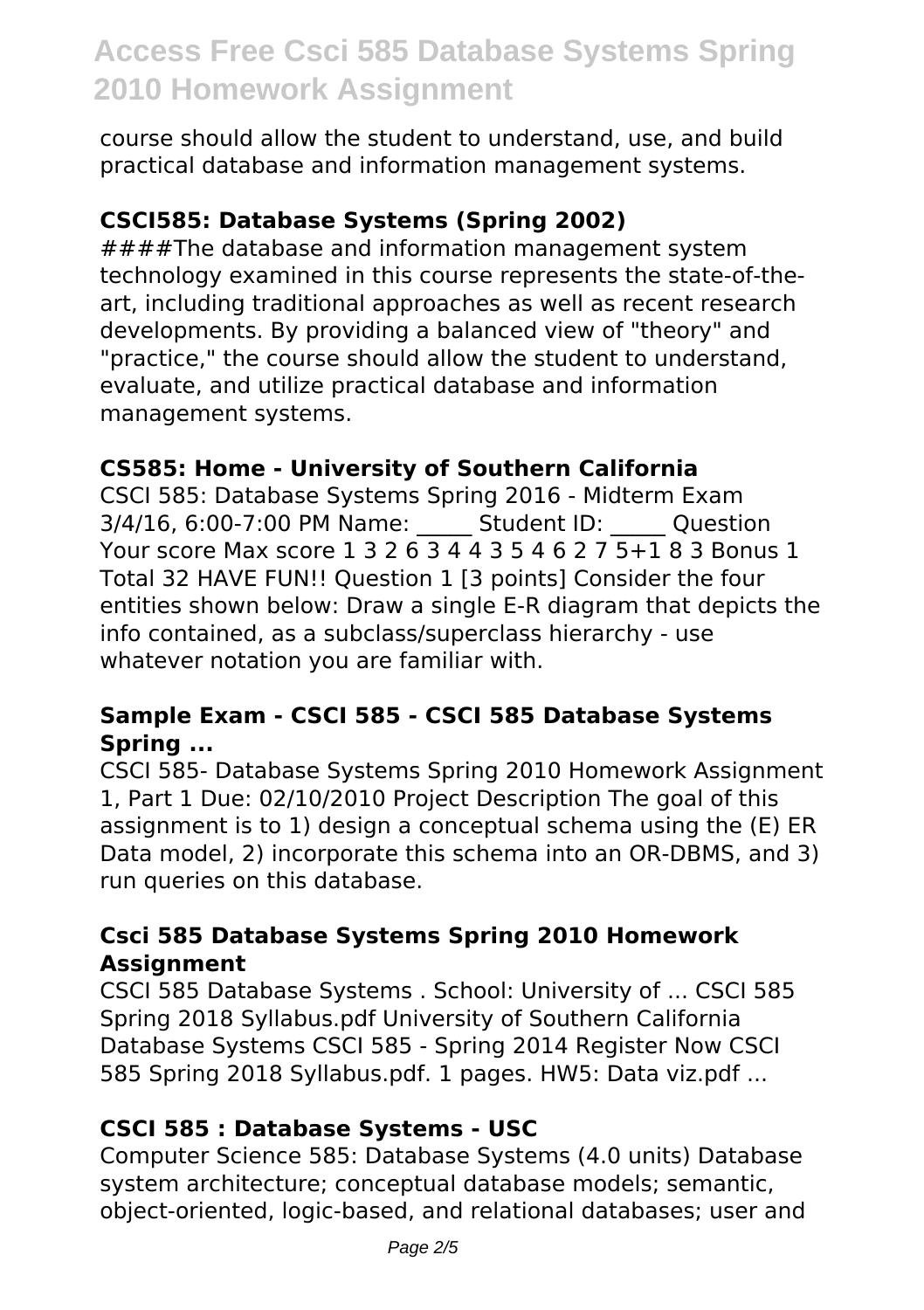course should allow the student to understand, use, and build practical database and information management systems.

### CSCI585: Database Systems (Spring 2002)

####The database and information management system technology examined in this course represents the state-of-the-art, including traditional approaches as well as recent research developments. By providing a balanced view of "theory" and "practice," the course should allow the student to understand, evaluate, and utilize practical database and information management systems.

### CS585: Home - University of Southern California

CSCI 585: Database Systems Spring 2016 - Midterm Exam 3/4/16, 6:00-7:00 PM Name: _____ Student ID: _____ Question Your score Max score 1 3 2 6 3 4 4 3 5 4 6 2 7 5+1 8 3 Bonus 1 Total 32 HAVE FUN!! Question 1 [3 points] Consider the four entities shown below: Draw a single E-R diagram that depicts the info contained, as a subclass/superclass hierarchy - use whatever notation you are familiar with.

### Sample Exam - CSCI 585 - CSCI 585 Database Systems Spring ...

CSCI 585- Database Systems Spring 2010 Homework Assignment 1, Part 1 Due: 02/10/2010 Project Description The goal of this assignment is to 1) design a conceptual schema using the (E) ER Data model, 2) incorporate this schema into an OR-DBMS, and 3) run queries on this database.

### Csci 585 Database Systems Spring 2010 Homework Assignment

CSCI 585 Database Systems . School: University of ... CSCI 585 Spring 2018 Syllabus.pdf University of Southern California Database Systems CSCI 585 - Spring 2014 Register Now CSCI 585 Spring 2018 Syllabus.pdf. 1 pages. HW5: Data viz.pdf ...

### CSCI 585 : Database Systems - USC

Computer Science 585: Database Systems (4.0 units) Database system architecture; conceptual database models; semantic, object-oriented, logic-based, and relational databases; user and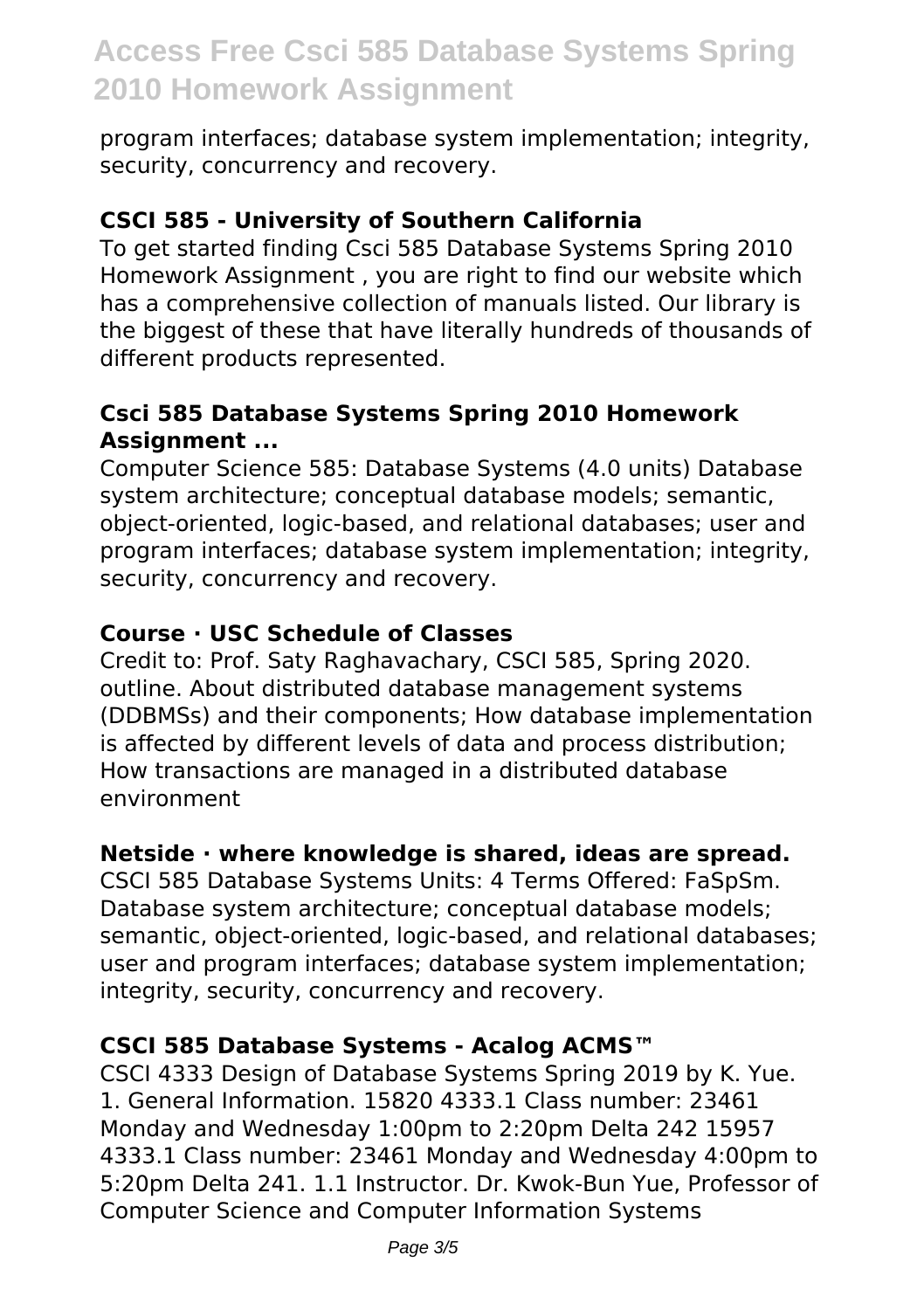program interfaces; database system implementation; integrity, security, concurrency and recovery.

### CSCI 585 - University of Southern California

To get started finding Csci 585 Database Systems Spring 2010 Homework Assignment , you are right to find our website which has a comprehensive collection of manuals listed. Our library is the biggest of these that have literally hundreds of thousands of different products represented.

### Csci 585 Database Systems Spring 2010 Homework Assignment ...

Computer Science 585: Database Systems (4.0 units) Database system architecture; conceptual database models; semantic, object-oriented, logic-based, and relational databases; user and program interfaces; database system implementation; integrity, security, concurrency and recovery.

### Course · USC Schedule of Classes

Credit to: Prof. Saty Raghavachary, CSCI 585, Spring 2020. outline. About distributed database management systems (DDBMSs) and their components; How database implementation is affected by different levels of data and process distribution; How transactions are managed in a distributed database environment

### Netside · where knowledge is shared, ideas are spread.

CSCI 585 Database Systems Units: 4 Terms Offered: FaSpSm. Database system architecture; conceptual database models; semantic, object-oriented, logic-based, and relational databases; user and program interfaces; database system implementation; integrity, security, concurrency and recovery.

### CSCI 585 Database Systems - Acalog ACMS™

CSCI 4333 Design of Database Systems Spring 2019 by K. Yue. 1. General Information. 15820 4333.1 Class number: 23461 Monday and Wednesday 1:00pm to 2:20pm Delta 242 15957 4333.1 Class number: 23461 Monday and Wednesday 4:00pm to 5:20pm Delta 241. 1.1 Instructor. Dr. Kwok-Bun Yue, Professor of Computer Science and Computer Information Systems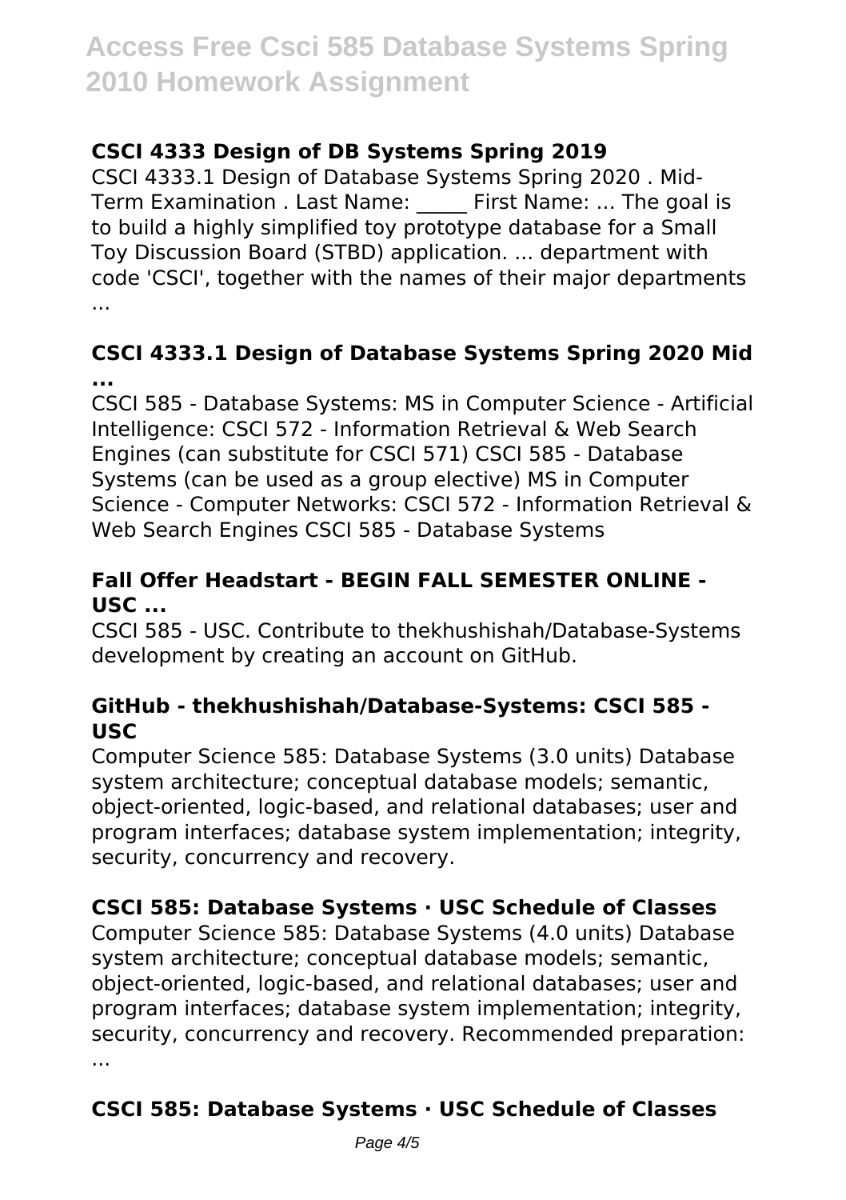### CSCI 4333 Design of DB Systems Spring 2019

CSCI 4333.1 Design of Database Systems Spring 2020 . Mid-Term Examination . Last Name: _____ First Name: ... The goal is to build a highly simplified toy prototype database for a Small Toy Discussion Board (STBD) application. ... department with code 'CSCI', together with the names of their major departments ...

### CSCI 4333.1 Design of Database Systems Spring 2020 Mid ...

CSCI 585 - Database Systems: MS in Computer Science - Artificial Intelligence: CSCI 572 - Information Retrieval & Web Search Engines (can substitute for CSCI 571) CSCI 585 - Database Systems (can be used as a group elective) MS in Computer Science - Computer Networks: CSCI 572 - Information Retrieval & Web Search Engines CSCI 585 - Database Systems

### Fall Offer Headstart - BEGIN FALL SEMESTER ONLINE - USC ...

CSCI 585 - USC. Contribute to thekhushishah/Database-Systems development by creating an account on GitHub.

### GitHub - thekhushishah/Database-Systems: CSCI 585 - USC

Computer Science 585: Database Systems (3.0 units) Database system architecture; conceptual database models; semantic, object-oriented, logic-based, and relational databases; user and program interfaces; database system implementation; integrity, security, concurrency and recovery.

### CSCI 585: Database Systems · USC Schedule of Classes

Computer Science 585: Database Systems (4.0 units) Database system architecture; conceptual database models; semantic, object-oriented, logic-based, and relational databases; user and program interfaces; database system implementation; integrity, security, concurrency and recovery. Recommended preparation: ...

### CSCI 585: Database Systems · USC Schedule of Classes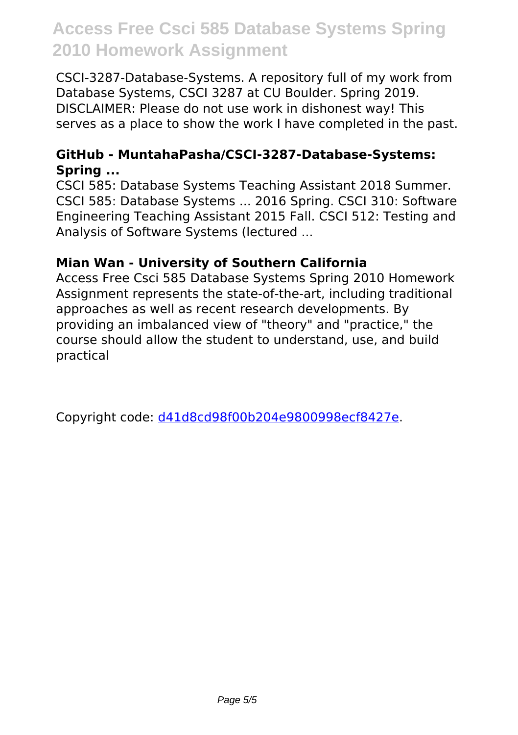CSCI-3287-Database-Systems. A repository full of my work from Database Systems, CSCI 3287 at CU Boulder. Spring 2019. DISCLAIMER: Please do not use work in dishonest way! This serves as a place to show the work I have completed in the past.

### GitHub - MuntahaPasha/CSCI-3287-Database-Systems: Spring ...

CSCI 585: Database Systems Teaching Assistant 2018 Summer. CSCI 585: Database Systems ... 2016 Spring. CSCI 310: Software Engineering Teaching Assistant 2015 Fall. CSCI 512: Testing and Analysis of Software Systems (lectured ...

### Mian Wan - University of Southern California

Access Free Csci 585 Database Systems Spring 2010 Homework Assignment represents the state-of-the-art, including traditional approaches as well as recent research developments. By providing an imbalanced view of "theory" and "practice," the course should allow the student to understand, use, and build practical

Copyright code: d41d8cd98f00b204e9800998ecf8427e.